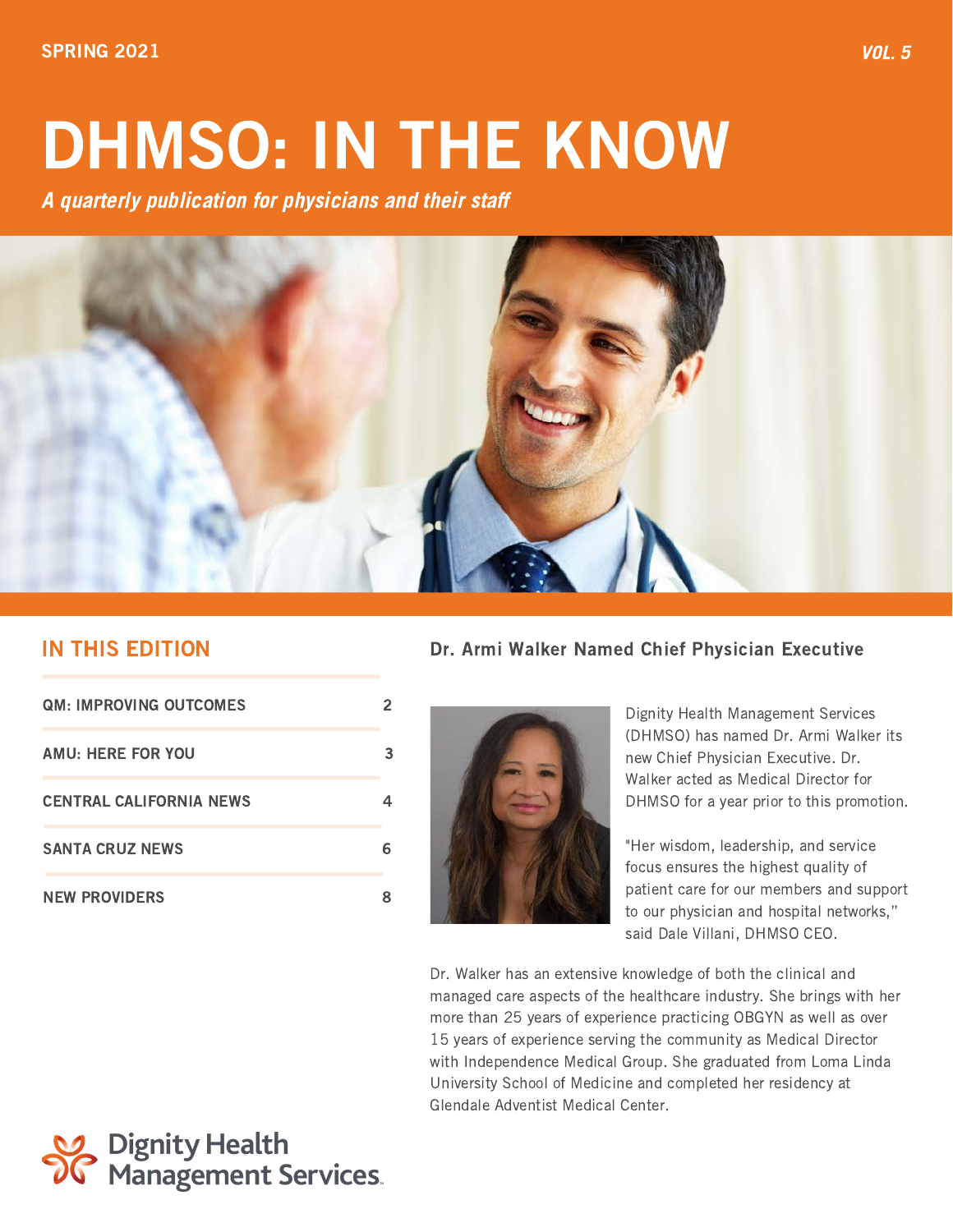SPRING 2021

VOL. 5

# DHMSO: IN THE KNOW

*A quarterly publication for physicians and their staff*

## IN THIS EDITION

| | |
|---|---|
| QM: IMPROVING OUTCOMES | 2 |
| AMU: HERE FOR YOU | 3 |
| CENTRAL CALIFORNIA NEWS | 4 |
| SANTA CRUZ NEWS | 6 |
| NEW PROVIDERS | 8 |

## Dr. Armi Walker Named Chief Physician Executive

Dignity Health Management Services (DHMSO) has named Dr. Armi Walker its new Chief Physician Executive. Dr. Walker acted as Medical Director for DHMSO for a year prior to this promotion.

"Her wisdom, leadership, and service focus ensures the highest quality of patient care for our members and support to our physician and hospital networks," said Dale Villani, DHMSO CEO.

Dr. Walker has an extensive knowledge of both the clinical and managed care aspects of the healthcare industry. She brings with her more than 25 years of experience practicing OBGYN as well as over 15 years of experience serving the community as Medical Director with Independence Medical Group. She graduated from Loma Linda University School of Medicine and completed her residency at Glendale Adventist Medical Center.

Dignity Health Management Services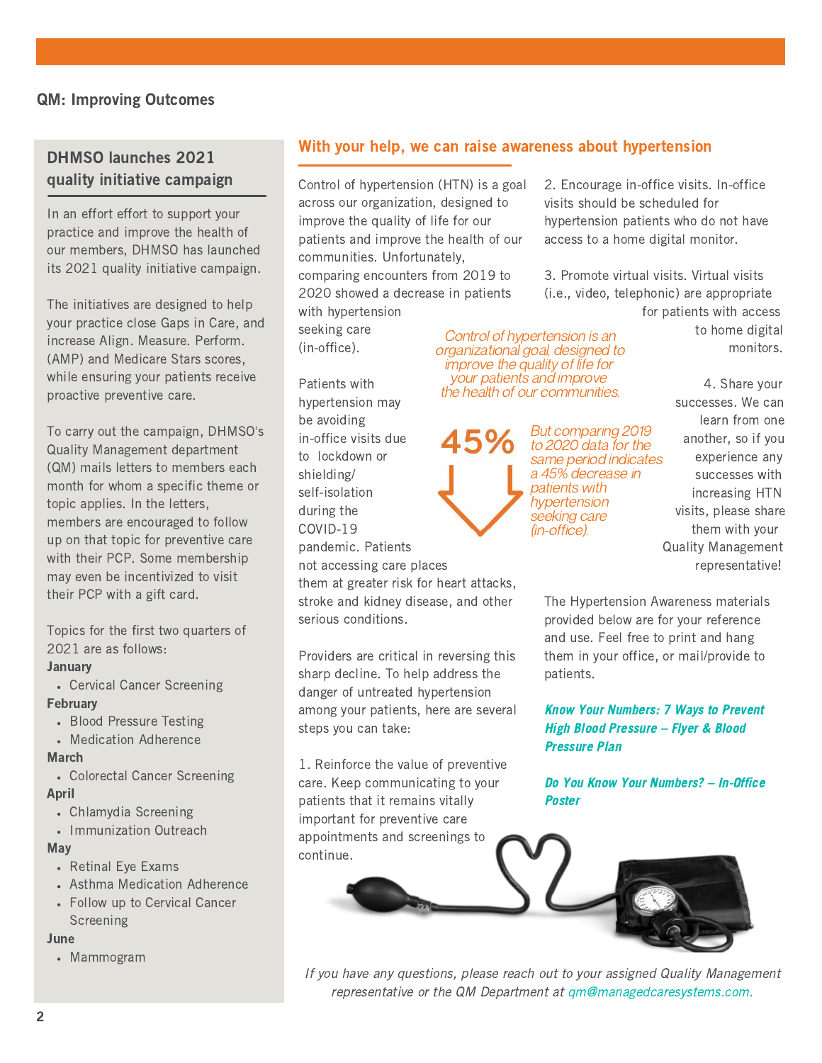## QM: Improving Outcomes

### DHMSO launches 2021 quality initiative campaign

In an effort effort to support your practice and improve the health of our members, DHMSO has launched its 2021 quality initiative campaign.

The initiatives are designed to help your practice close Gaps in Care, and increase Align. Measure. Perform. (AMP) and Medicare Stars scores, while ensuring your patients receive proactive preventive care.

To carry out the campaign, DHMSO's Quality Management department (QM) mails letters to members each month for whom a specific theme or topic applies. In the letters, members are encouraged to follow up on that topic for preventive care with their PCP. Some membership may even be incentivized to visit their PCP with a gift card.

Topics for the first two quarters of 2021 are as follows:

**January**
- Cervical Cancer Screening

**February**
- Blood Pressure Testing
- Medication Adherence

**March**
- Colorectal Cancer Screening

**April**
- Chlamydia Screening
- Immunization Outreach

**May**
- Retinal Eye Exams
- Asthma Medication Adherence
- Follow up to Cervical Cancer Screening

**June**
- Mammogram

### With your help, we can raise awareness about hypertension

Control of hypertension (HTN) is a goal across our organization, designed to improve the quality of life for our patients and improve the health of our communities. Unfortunately, comparing encounters from 2019 to 2020 showed a decrease in patients with hypertension seeking care (in-office).

*Control of hypertension is an organizational goal, designed to improve the quality of life for your patients and improve the health of our communities.*

**45%**

*But comparing 2019 to 2020 data for the same period indicates a 45% decrease in patients with hypertension seeking care (in-office).*

Patients with hypertension may be avoiding in-office visits due to lockdown or shielding/ self-isolation during the COVID-19 pandemic. Patients not accessing care places them at greater risk for heart attacks, stroke and kidney disease, and other serious conditions.

Providers are critical in reversing this sharp decline. To help address the danger of untreated hypertension among your patients, here are several steps you can take:

1. Reinforce the value of preventive care. Keep communicating to your patients that it remains vitally important for preventive care appointments and screenings to continue.

2. Encourage in-office visits. In-office visits should be scheduled for hypertension patients who do not have access to a home digital monitor.

3. Promote virtual visits. Virtual visits (i.e., video, telephonic) are appropriate for patients with access to home digital monitors.

4. Share your successes. We can learn from one another, so if you experience any successes with increasing HTN visits, please share them with your Quality Management representative!

The Hypertension Awareness materials provided below are for your reference and use. Feel free to print and hang them in your office, or mail/provide to patients.

***Know Your Numbers: 7 Ways to Prevent High Blood Pressure – Flyer & Blood Pressure Plan***

***Do You Know Your Numbers? – In-Office Poster***

*If you have any questions, please reach out to your assigned Quality Management representative or the QM Department at qm@managedcaresystems.com.*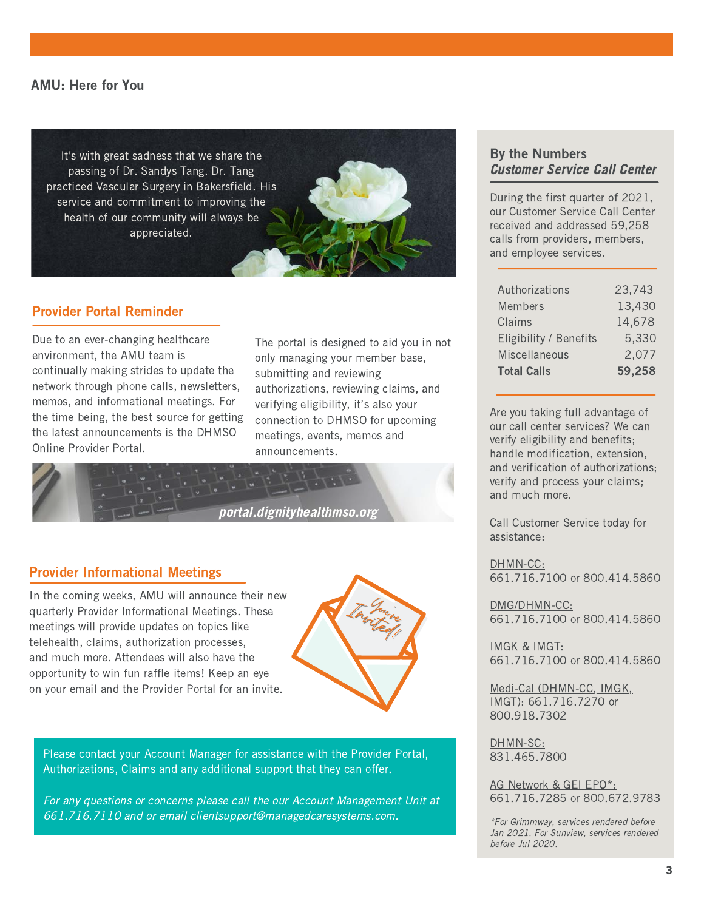## AMU: Here for You

It's with great sadness that we share the passing of Dr. Sandys Tang. Dr. Tang practiced Vascular Surgery in Bakersfield. His service and commitment to improving the health of our community will always be appreciated.

### Provider Portal Reminder

Due to an ever-changing healthcare environment, the AMU team is continually making strides to update the network through phone calls, newsletters, memos, and informational meetings. For the time being, the best source for getting the latest announcements is the DHMSO Online Provider Portal.

The portal is designed to aid you in not only managing your member base, submitting and reviewing authorizations, reviewing claims, and verifying eligibility, it's also your connection to DHMSO for upcoming meetings, events, memos and announcements.

**portal.dignityhealthmso.org**

### Provider Informational Meetings

In the coming weeks, AMU will announce their new quarterly Provider Informational Meetings. These meetings will provide updates on topics like telehealth, claims, authorization processes, and much more. Attendees will also have the opportunity to win fun raffle items! Keep an eye on your email and the Provider Portal for an invite.

You're Invited!

Please contact your Account Manager for assistance with the Provider Portal, Authorizations, Claims and any additional support that they can offer.

*For any questions or concerns please call the our Account Management Unit at 661.716.7110 and or email clientsupport@managedcaresystems.com.*

### By the Numbers
#### *Customer Service Call Center*

During the first quarter of 2021, our Customer Service Call Center received and addressed 59,258 calls from providers, members, and employee services.

| | |
|---|---|
| Authorizations | 23,743 |
| Members | 13,430 |
| Claims | 14,678 |
| Eligibility / Benefits | 5,330 |
| Miscellaneous | 2,077 |
| **Total Calls** | **59,258** |

Are you taking full advantage of our call center services? We can verify eligibility and benefits; handle modification, extension, and verification of authorizations; verify and process your claims; and much more.

Call Customer Service today for assistance:

DHMN-CC:
661.716.7100 or 800.414.5860

DMG/DHMN-CC:
661.716.7100 or 800.414.5860

IMGK & IMGT:
661.716.7100 or 800.414.5860

Medi-Cal (DHMN-CC, IMGK, IMGT): 661.716.7270 or 800.918.7302

DHMN-SC:
831.465.7800

AG Network & GEI EPO*:
661.716.7285 or 800.672.9783

*\*For Grimmway, services rendered before Jan 2021. For Sunview, services rendered before Jul 2020.*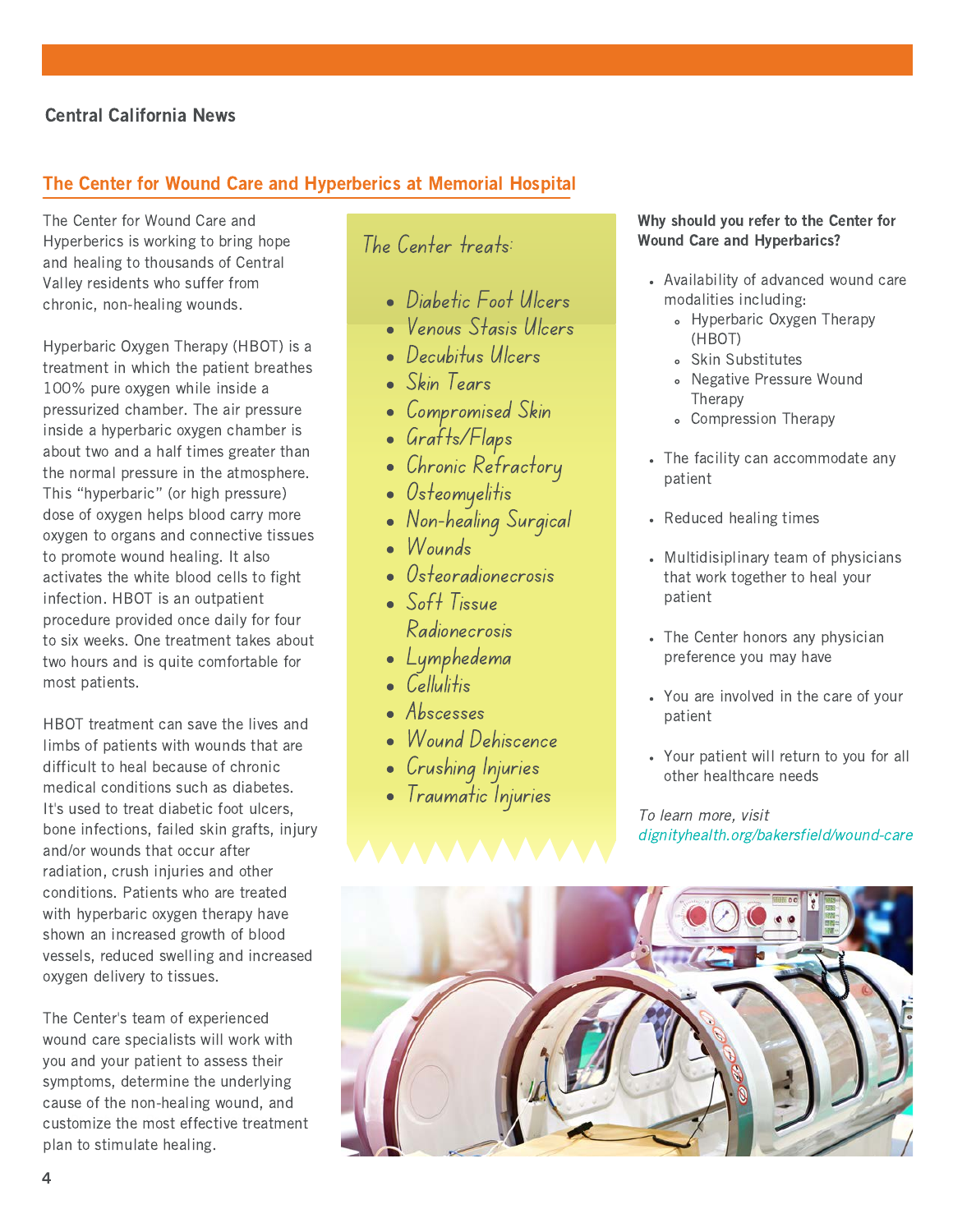Central California News

## The Center for Wound Care and Hyperberics at Memorial Hospital

The Center for Wound Care and Hyperberics is working to bring hope and healing to thousands of Central Valley residents who suffer from chronic, non-healing wounds.

Hyperbaric Oxygen Therapy (HBOT) is a treatment in which the patient breathes 100% pure oxygen while inside a pressurized chamber. The air pressure inside a hyperbaric oxygen chamber is about two and a half times greater than the normal pressure in the atmosphere. This "hyperbaric" (or high pressure) dose of oxygen helps blood carry more oxygen to organs and connective tissues to promote wound healing. It also activates the white blood cells to fight infection. HBOT is an outpatient procedure provided once daily for four to six weeks. One treatment takes about two hours and is quite comfortable for most patients.

HBOT treatment can save the lives and limbs of patients with wounds that are difficult to heal because of chronic medical conditions such as diabetes. It's used to treat diabetic foot ulcers, bone infections, failed skin grafts, injury and/or wounds that occur after radiation, crush injuries and other conditions. Patients who are treated with hyperbaric oxygen therapy have shown an increased growth of blood vessels, reduced swelling and increased oxygen delivery to tissues.

The Center's team of experienced wound care specialists will work with you and your patient to assess their symptoms, determine the underlying cause of the non-healing wound, and customize the most effective treatment plan to stimulate healing.

### The Center treats:

- Diabetic Foot Ulcers
- Venous Stasis Ulcers
- Decubitus Ulcers
- Skin Tears
- Compromised Skin
- Grafts/Flaps
- Chronic Refractory
- Osteomyelitis
- Non-healing Surgical
- Wounds
- Osteoradionecrosis
- Soft Tissue Radionecrosis
- Lymphedema
- Cellulitis
- Abscesses
- Wound Dehiscence
- Crushing Injuries
- Traumatic Injuries

**Why should you refer to the Center for Wound Care and Hyperbarics?**

- Availability of advanced wound care modalities including:
  - Hyperbaric Oxygen Therapy (HBOT)
  - Skin Substitutes
  - Negative Pressure Wound Therapy
  - Compression Therapy
- The facility can accommodate any patient
- Reduced healing times
- Multidisiplinary team of physicians that work together to heal your patient
- The Center honors any physician preference you may have
- You are involved in the care of your patient
- Your patient will return to you for all other healthcare needs

*To learn more, visit dignityhealth.org/bakersfield/wound-care*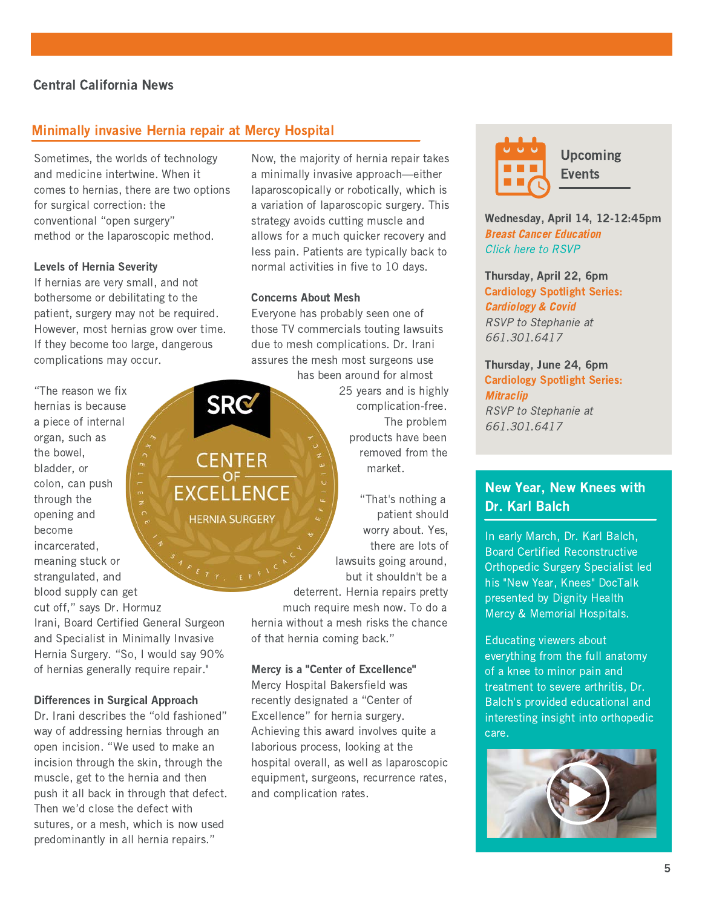## Central California News

### Minimally invasive Hernia repair at Mercy Hospital

Sometimes, the worlds of technology and medicine intertwine. When it comes to hernias, there are two options for surgical correction: the conventional "open surgery" method or the laparoscopic method.

**Levels of Hernia Severity**

If hernias are very small, and not bothersome or debilitating to the patient, surgery may not be required. However, most hernias grow over time. If they become too large, dangerous complications may occur.

"The reason we fix hernias is because a piece of internal organ, such as the bowel, bladder, or colon, can push through the opening and become incarcerated, meaning stuck or strangulated, and blood supply can get cut off," says Dr. Hormuz Irani, Board Certified General Surgeon and Specialist in Minimally Invasive Hernia Surgery. "So, I would say 90% of hernias generally require repair."

**Differences in Surgical Approach**

Dr. Irani describes the "old fashioned" way of addressing hernias through an open incision. "We used to make an incision through the skin, through the muscle, get to the hernia and then push it all back in through that defect. Then we'd close the defect with sutures, or a mesh, which is now used predominantly in all hernia repairs."

Now, the majority of hernia repair takes a minimally invasive approach—either laparoscopically or robotically, which is a variation of laparoscopic surgery. This strategy avoids cutting muscle and allows for a much quicker recovery and less pain. Patients are typically back to normal activities in five to 10 days.

**Concerns About Mesh**

Everyone has probably seen one of those TV commercials touting lawsuits due to mesh complications. Dr. Irani assures the mesh most surgeons use has been around for almost 25 years and is highly complication-free. The problem products have been removed from the market.

"That's nothing a patient should worry about. Yes, there are lots of lawsuits going around, but it shouldn't be a deterrent. Hernia repairs pretty much require mesh now. To do a hernia without a mesh risks the chance of that hernia coming back."

SRC CENTER OF EXCELLENCE HERNIA SURGERY — EXCELLENCE IN SAFETY, EFFICACY & EFFICIENCY

**Mercy is a "Center of Excellence"**

Mercy Hospital Bakersfield was recently designated a "Center of Excellence" for hernia surgery. Achieving this award involves quite a laborious process, looking at the hospital overall, as well as laparoscopic equipment, surgeons, recurrence rates, and complication rates.

### Upcoming Events

**Wednesday, April 14, 12-12:45pm**
***Breast Cancer Education***
*Click here to RSVP*

**Thursday, April 22, 6pm**
**Cardiology Spotlight Series:**
***Cardiology & Covid***
*RSVP to Stephanie at 661.301.6417*

**Thursday, June 24, 6pm**
**Cardiology Spotlight Series:**
***Mitraclip***
*RSVP to Stephanie at 661.301.6417*

### New Year, New Knees with Dr. Karl Balch

In early March, Dr. Karl Balch, Board Certified Reconstructive Orthopedic Surgery Specialist led his "New Year, Knees" DocTalk presented by Dignity Health Mercy & Memorial Hospitals.

Educating viewers about everything from the full anatomy of a knee to minor pain and treatment to severe arthritis, Dr. Balch's provided educational and interesting insight into orthopedic care.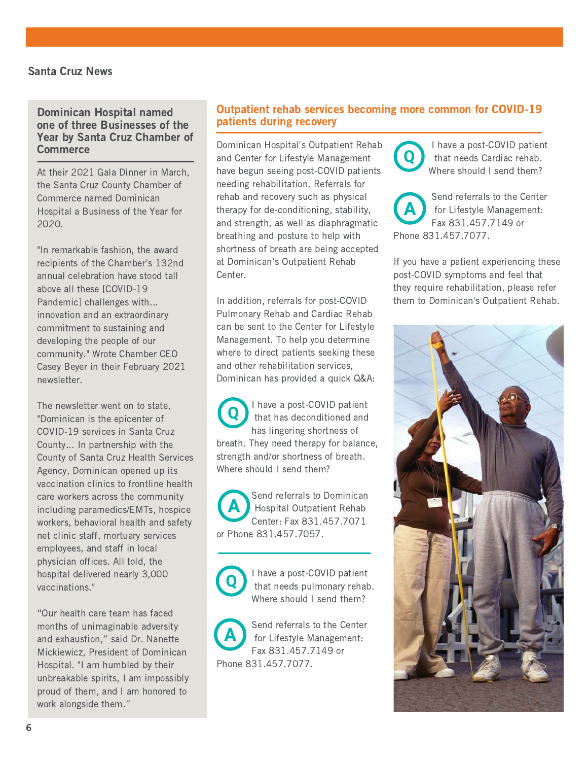Santa Cruz News

## Dominican Hospital named one of three Businesses of the Year by Santa Cruz Chamber of Commerce

At their 2021 Gala Dinner in March, the Santa Cruz County Chamber of Commerce named Dominican Hospital a Business of the Year for 2020.

"In remarkable fashion, the award recipients of the Chamber's 132nd annual celebration have stood tall above all these [COVID-19 Pandemic] challenges with... innovation and an extraordinary commitment to sustaining and developing the people of our community." Wrote Chamber CEO Casey Beyer in their February 2021 newsletter.

The newsletter went on to state, "Dominican is the epicenter of COVID-19 services in Santa Cruz County... In partnership with the County of Santa Cruz Health Services Agency, Dominican opened up its vaccination clinics to frontline health care workers across the community including paramedics/EMTs, hospice workers, behavioral health and safety net clinic staff, mortuary services employees, and staff in local physician offices. All told, the hospital delivered nearly 3,000 vaccinations."

"Our health care team has faced months of unimaginable adversity and exhaustion," said Dr. Nanette Mickiewicz, President of Dominican Hospital. "I am humbled by their unbreakable spirits, I am impossibly proud of them, and I am honored to work alongside them."

## Outpatient rehab services becoming more common for COVID-19 patients during recovery

Dominican Hospital's Outpatient Rehab and Center for Lifestyle Management have begun seeing post-COVID patients needing rehabilitation. Referrals for rehab and recovery such as physical therapy for de-conditioning, stability, and strength, as well as diaphragmatic breathing and posture to help with shortness of breath are being accepted at Dominican's Outpatient Rehab Center.

In addition, referrals for post-COVID Pulmonary Rehab and Cardiac Rehab can be sent to the Center for Lifestyle Management. To help you determine where to direct patients seeking these and other rehabilitation services, Dominican has provided a quick Q&A:

**Q** I have a post-COVID patient that has deconditioned and has lingering shortness of breath. They need therapy for balance, strength and/or shortness of breath. Where should I send them?

**A** Send referrals to Dominican Hospital Outpatient Rehab Center: Fax 831.457.7071 or Phone 831.457.7057.

---

**Q** I have a post-COVID patient that needs pulmonary rehab. Where should I send them?

**A** Send referrals to the Center for Lifestyle Management: Fax 831.457.7149 or Phone 831.457.7077.

**Q** I have a post-COVID patient that needs Cardiac rehab. Where should I send them?

**A** Send referrals to the Center for Lifestyle Management: Fax 831.457.7149 or Phone 831.457.7077.

If you have a patient experiencing these post-COVID symptoms and feel that they require rehabilitation, please refer them to Dominican's Outpatient Rehab.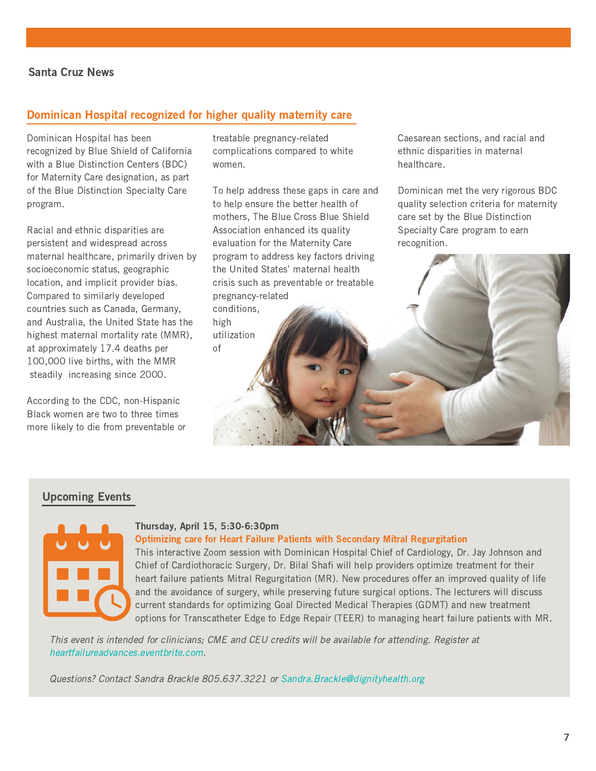## Santa Cruz News

### Dominican Hospital recognized for higher quality maternity care

Dominican Hospital has been recognized by Blue Shield of California with a Blue Distinction Centers (BDC) for Maternity Care designation, as part of the Blue Distinction Specialty Care program.

Racial and ethnic disparities are persistent and widespread across maternal healthcare, primarily driven by socioeconomic status, geographic location, and implicit provider bias. Compared to similarly developed countries such as Canada, Germany, and Australia, the United State has the highest maternal mortality rate (MMR), at approximately 17.4 deaths per 100,000 live births, with the MMR steadily increasing since 2000.

According to the CDC, non-Hispanic Black women are two to three times more likely to die from preventable or treatable pregnancy-related complications compared to white women.

To help address these gaps in care and to help ensure the better health of mothers, The Blue Cross Blue Shield Association enhanced its quality evaluation for the Maternity Care program to address key factors driving the United States' maternal health crisis such as preventable or treatable pregnancy-related conditions, high utilization of Caesarean sections, and racial and ethnic disparities in maternal healthcare.

Dominican met the very rigorous BDC quality selection criteria for maternity care set by the Blue Distinction Specialty Care program to earn recognition.

### Upcoming Events

**Thursday, April 15, 5:30-6:30pm**

**Optimizing care for Heart Failure Patients with Secondary Mitral Regurgitation**

This interactive Zoom session with Dominican Hospital Chief of Cardiology, Dr. Jay Johnson and Chief of Cardiothoracic Surgery, Dr. Bilal Shafi will help providers optimize treatment for their heart failure patients Mitral Regurgitation (MR). New procedures offer an improved quality of life and the avoidance of surgery, while preserving future surgical options. The lecturers will discuss current standards for optimizing Goal Directed Medical Therapies (GDMT) and new treatment options for Transcatheter Edge to Edge Repair (TEER) to managing heart failure patients with MR.

*This event is intended for clinicians; CME and CEU credits will be available for attending. Register at heartfailureadvances.eventbrite.com.*

*Questions? Contact Sandra Brackle 805.637.3221 or Sandra.Brackle@dignityhealth.org*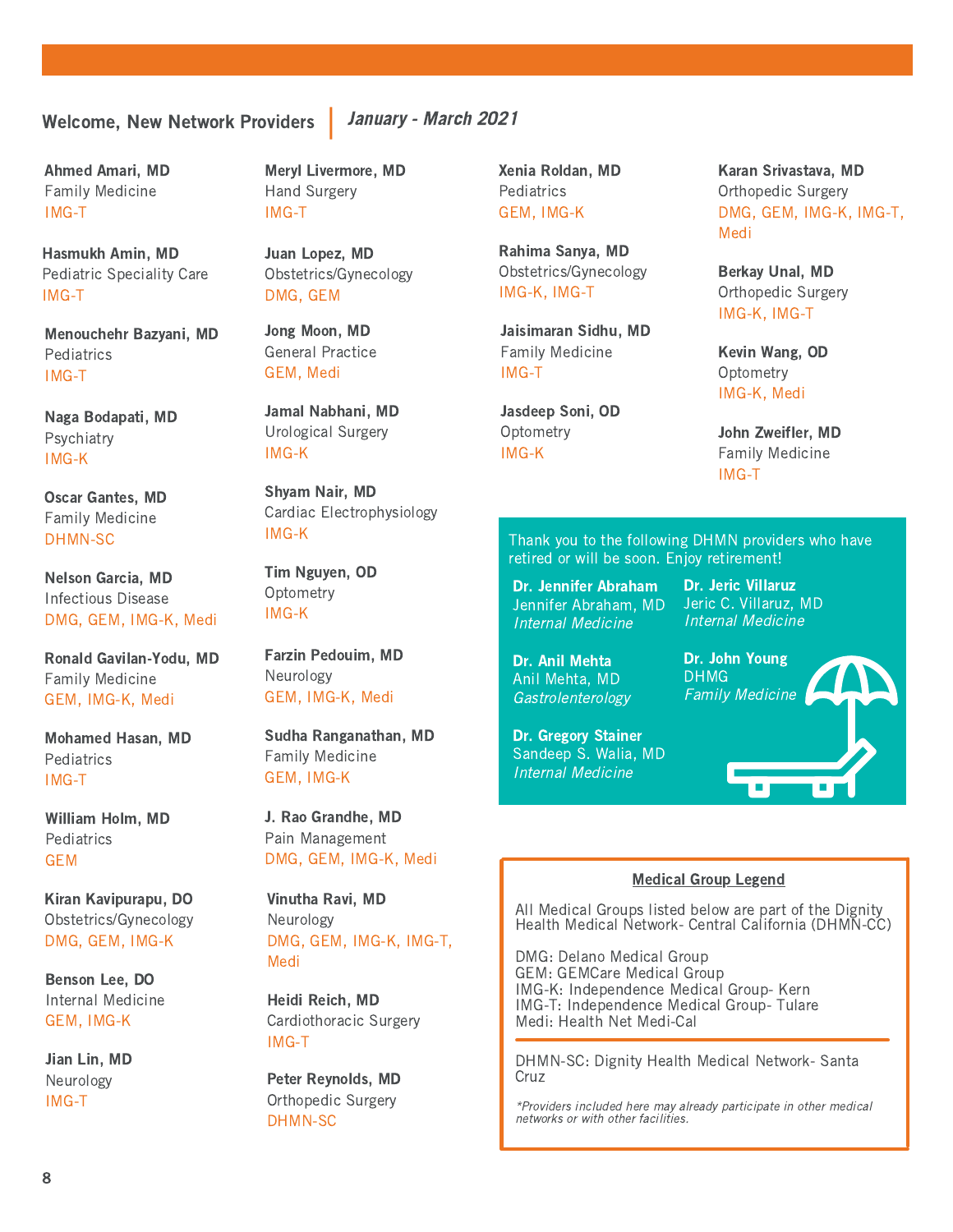## Welcome, New Network Providers | *January - March 2021*

**Ahmed Amari, MD**
Family Medicine
IMG-T

**Hasmukh Amin, MD**
Pediatric Speciality Care
IMG-T

**Menouchehr Bazyani, MD**
Pediatrics
IMG-T

**Naga Bodapati, MD**
Psychiatry
IMG-K

**Oscar Gantes, MD**
Family Medicine
DHMN-SC

**Nelson Garcia, MD**
Infectious Disease
DMG, GEM, IMG-K, Medi

**Ronald Gavilan-Yodu, MD**
Family Medicine
GEM, IMG-K, Medi

**Mohamed Hasan, MD**
Pediatrics
IMG-T

**William Holm, MD**
Pediatrics
GEM

**Kiran Kavipurapu, DO**
Obstetrics/Gynecology
DMG, GEM, IMG-K

**Benson Lee, DO**
Internal Medicine
GEM, IMG-K

**Jian Lin, MD**
Neurology
IMG-T

**Meryl Livermore, MD**
Hand Surgery
IMG-T

**Juan Lopez, MD**
Obstetrics/Gynecology
DMG, GEM

**Jong Moon, MD**
General Practice
GEM, Medi

**Jamal Nabhani, MD**
Urological Surgery
IMG-K

**Shyam Nair, MD**
Cardiac Electrophysiology
IMG-K

**Tim Nguyen, OD**
Optometry
IMG-K

**Farzin Pedouim, MD**
Neurology
GEM, IMG-K, Medi

**Sudha Ranganathan, MD**
Family Medicine
GEM, IMG-K

**J. Rao Grandhe, MD**
Pain Management
DMG, GEM, IMG-K, Medi

**Vinutha Ravi, MD**
Neurology
DMG, GEM, IMG-K, IMG-T, Medi

**Heidi Reich, MD**
Cardiothoracic Surgery
IMG-T

**Peter Reynolds, MD**
Orthopedic Surgery
DHMN-SC

**Xenia Roldan, MD**
Pediatrics
GEM, IMG-K

**Rahima Sanya, MD**
Obstetrics/Gynecology
IMG-K, IMG-T

**Jaisimaran Sidhu, MD**
Family Medicine
IMG-T

**Jasdeep Soni, OD**
Optometry
IMG-K

**Karan Srivastava, MD**
Orthopedic Surgery
DMG, GEM, IMG-K, IMG-T, Medi

**Berkay Unal, MD**
Orthopedic Surgery
IMG-K, IMG-T

**Kevin Wang, OD**
Optometry
IMG-K, Medi

**John Zweifler, MD**
Family Medicine
IMG-T

Thank you to the following DHMN providers who have retired or will be soon. Enjoy retirement!

**Dr. Jennifer Abraham**
Jennifer Abraham, MD
*Internal Medicine*

**Dr. Anil Mehta**
Anil Mehta, MD
*Gastrolenterology*

**Dr. Gregory Stainer**
Sandeep S. Walia, MD
*Internal Medicine*

**Dr. Jeric Villaruz**
Jeric C. Villaruz, MD
*Internal Medicine*

**Dr. John Young**
DHMG
*Family Medicine*

**Medical Group Legend**

All Medical Groups listed below are part of the Dignity Health Medical Network- Central California (DHMN-CC)

DMG: Delano Medical Group
GEM: GEMCare Medical Group
IMG-K: Independence Medical Group- Kern
IMG-T: Independence Medical Group- Tulare
Medi: Health Net Medi-Cal

DHMN-SC: Dignity Health Medical Network- Santa Cruz

*\*Providers included here may already participate in other medical networks or with other facilities.*